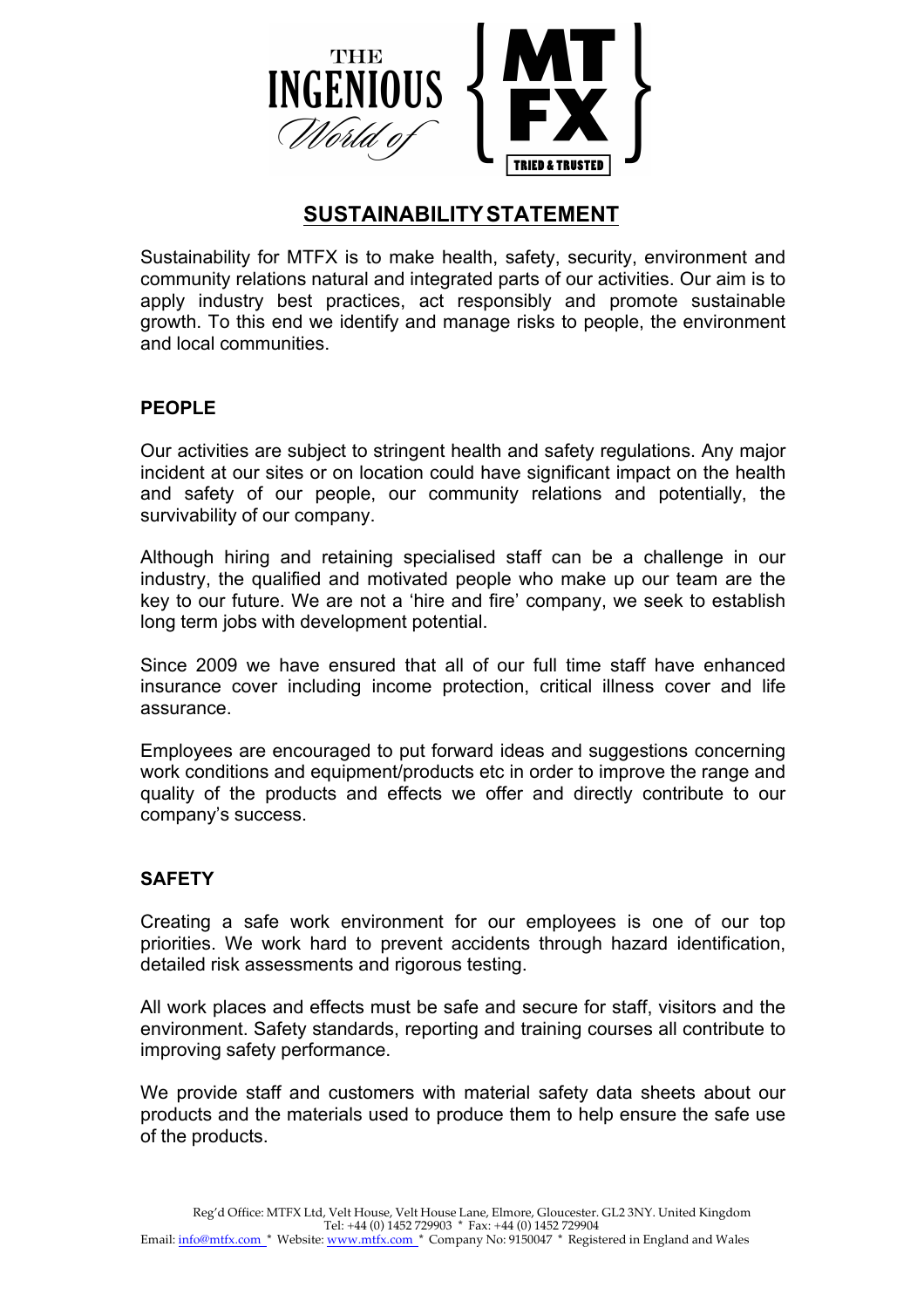# SUSTAINABILITY STATEMENT

Sustainability for MTFX is to make health, safety, security, environment and community relations natural and integrated parts of our activities. Our aim is to apply industry best practices, act responsibly and promote sustainable growth. To this end we identify and manage risks to people, the environment and local communities.

## PEOPLE

Our activities are subject to stringent health and safety regulations. Any major incident at our sites or on location could have significant impact on the health and safety of our people, our community relations and potentially, the survivability of our company.

Although hiring and retaining specialised staff can be a challenge in our industry, the qualified and motivated people who make up our team are the key to our future. We are not a 'hire and fire' company, we seek to establish long term jobs with development potential.

Since 2009 we have ensured that all of our full time staff have enhanced insurance cover including income protection, critical illness cover and life assurance.

Employees are encouraged to put forward ideas and suggestions concerning work conditions and equipment/products etc in order to improve the range and quality of the products and effects we offer and directly contribute to our company's success.

## SAFETY

Creating a safe work environment for our employees is one of our top priorities. We work hard to prevent accidents through hazard identification, detailed risk assessments and rigorous testing.

All work places and effects must be safe and secure for staff, visitors and the environment. Safety standards, reporting and training courses all contribute to improving safety performance.

We provide staff and customers with material safety data sheets about our products and the materials used to produce them to help ensure the safe use of the products.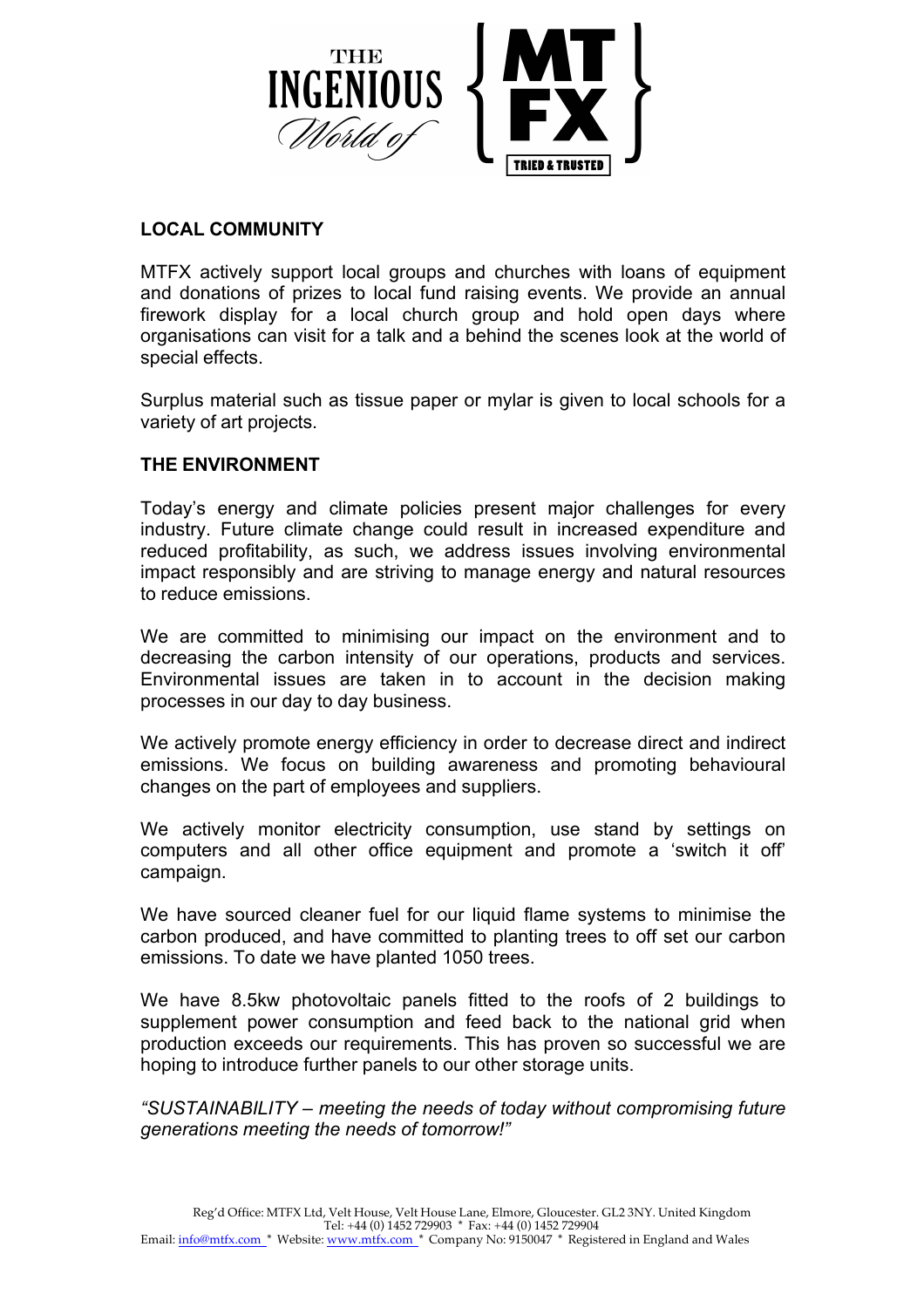## LOCAL COMMUNITY

MTFX actively support local groups and churches with loans of equipment and donations of prizes to local fund raising events. We provide an annual firework display for a local church group and hold open days where organisations can visit for a talk and a behind the scenes look at the world of special effects.

Surplus material such as tissue paper or mylar is given to local schools for a variety of art projects.

## THE ENVIRONMENT

Today's energy and climate policies present major challenges for every industry. Future climate change could result in increased expenditure and reduced profitability, as such, we address issues involving environmental impact responsibly and are striving to manage energy and natural resources to reduce emissions.

We are committed to minimising our impact on the environment and to decreasing the carbon intensity of our operations, products and services. Environmental issues are taken in to account in the decision making processes in our day to day business.

We actively promote energy efficiency in order to decrease direct and indirect emissions. We focus on building awareness and promoting behavioural changes on the part of employees and suppliers.

We actively monitor electricity consumption, use stand by settings on computers and all other office equipment and promote a 'switch it off' campaign.

We have sourced cleaner fuel for our liquid flame systems to minimise the carbon produced, and have committed to planting trees to off set our carbon emissions. To date we have planted 1050 trees.

We have 8.5kw photovoltaic panels fitted to the roofs of 2 buildings to supplement power consumption and feed back to the national grid when production exceeds our requirements. This has proven so successful we are hoping to introduce further panels to our other storage units.

*"SUSTAINABILITY – meeting the needs of today without compromising future generations meeting the needs of tomorrow!"*